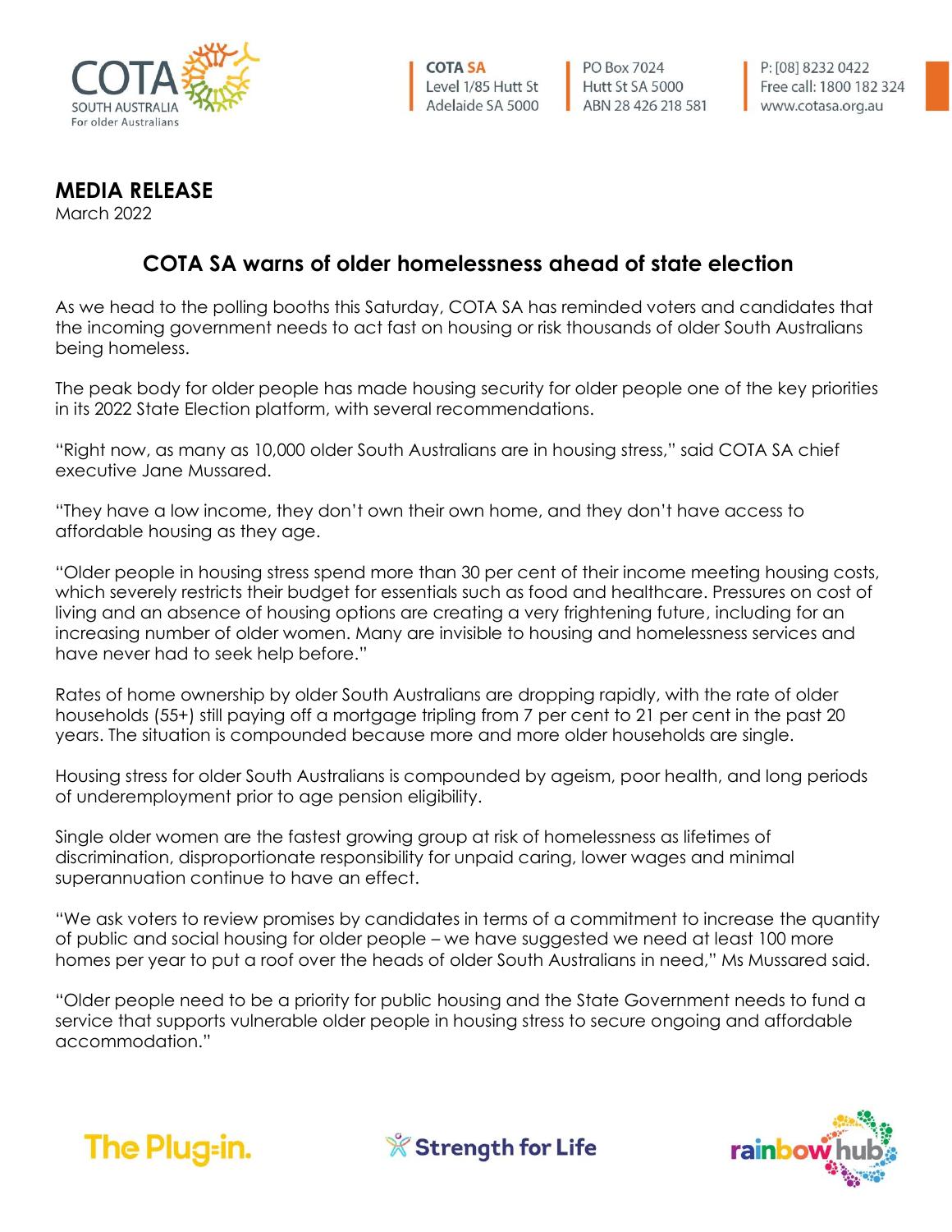COTA SOUTH AUSTRALIA
For older Australians

**COTA SA**
Level 1/85 Hutt St
Adelaide SA 5000

PO Box 7024
Hutt St SA 5000
ABN 28 426 218 581

P: [08] 8232 0422
Free call: 1800 182 324
www.cotasa.org.au

**MEDIA RELEASE**
March 2022

## COTA SA warns of older homelessness ahead of state election

As we head to the polling booths this Saturday, COTA SA has reminded voters and candidates that the incoming government needs to act fast on housing or risk thousands of older South Australians being homeless.

The peak body for older people has made housing security for older people one of the key priorities in its 2022 State Election platform, with several recommendations.

"Right now, as many as 10,000 older South Australians are in housing stress," said COTA SA chief executive Jane Mussared.

"They have a low income, they don't own their own home, and they don't have access to affordable housing as they age.

"Older people in housing stress spend more than 30 per cent of their income meeting housing costs, which severely restricts their budget for essentials such as food and healthcare. Pressures on cost of living and an absence of housing options are creating a very frightening future, including for an increasing number of older women. Many are invisible to housing and homelessness services and have never had to seek help before."

Rates of home ownership by older South Australians are dropping rapidly, with the rate of older households (55+) still paying off a mortgage tripling from 7 per cent to 21 per cent in the past 20 years. The situation is compounded because more and more older households are single.

Housing stress for older South Australians is compounded by ageism, poor health, and long periods of underemployment prior to age pension eligibility.

Single older women are the fastest growing group at risk of homelessness as lifetimes of discrimination, disproportionate responsibility for unpaid caring, lower wages and minimal superannuation continue to have an effect.

"We ask voters to review promises by candidates in terms of a commitment to increase the quantity of public and social housing for older people – we have suggested we need at least 100 more homes per year to put a roof over the heads of older South Australians in need," Ms Mussared said.

"Older people need to be a priority for public housing and the State Government needs to fund a service that supports vulnerable older people in housing stress to secure ongoing and affordable accommodation."

The Plug-in. Strength for Life rainbow hub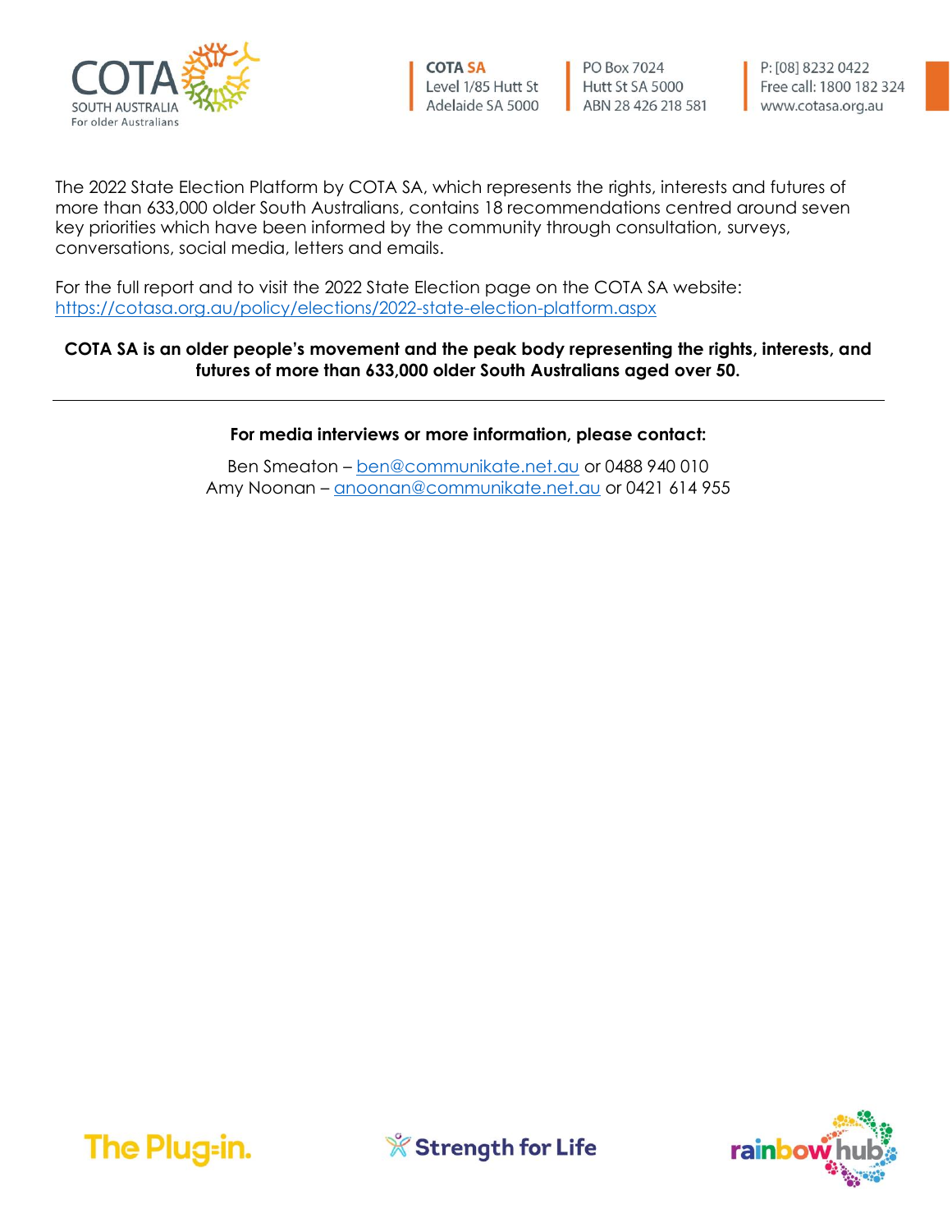The 2022 State Election Platform by COTA SA, which represents the rights, interests and futures of more than 633,000 older South Australians, contains 18 recommendations centred around seven key priorities which have been informed by the community through consultation, surveys, conversations, social media, letters and emails.

For the full report and to visit the 2022 State Election page on the COTA SA website: https://cotasa.org.au/policy/elections/2022-state-election-platform.aspx

**COTA SA is an older people's movement and the peak body representing the rights, interests, and futures of more than 633,000 older South Australians aged over 50.**

---

**For media interviews or more information, please contact:**

Ben Smeaton – ben@communikate.net.au or 0488 940 010
Amy Noonan – anoonan@communikate.net.au or 0421 614 955

The Plug-in. Strength for Life rainbow hub